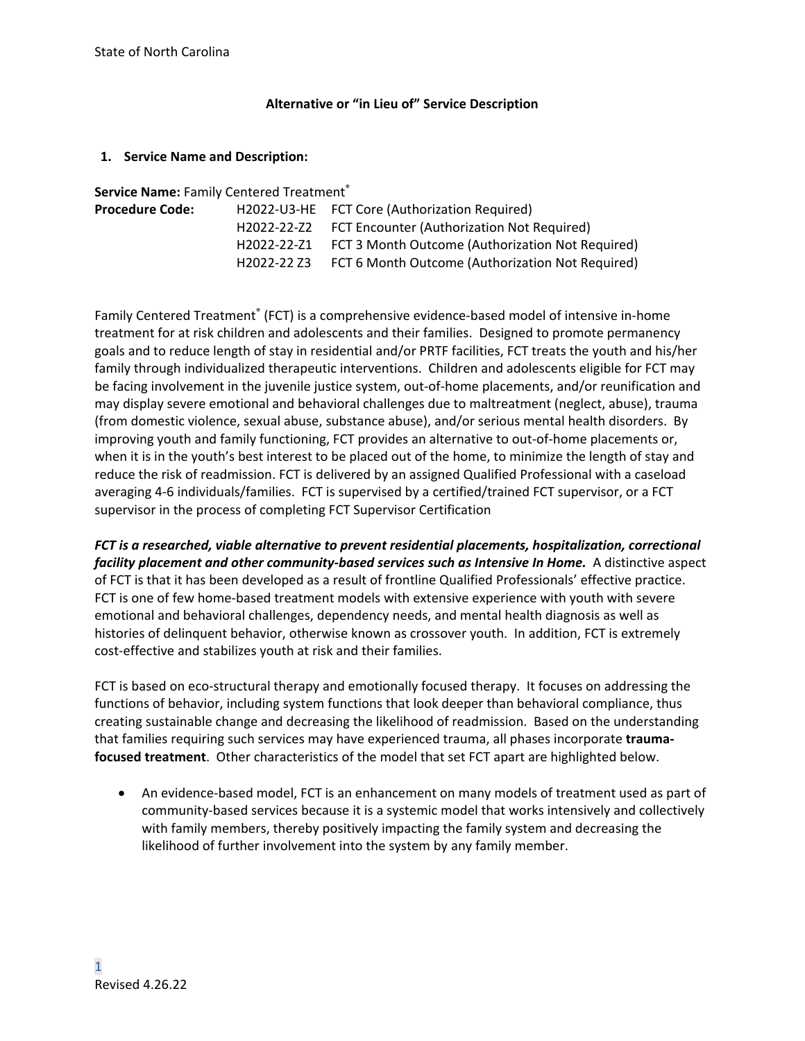State of North Carolina

## Alternative or "in Lieu of" Service Description

### 1. Service Name and Description:

**Service Name:** Family Centered Treatment®

| **Procedure Code:** | | |
|---|---|---|
| | H2022-U3-HE | FCT Core (Authorization Required) |
| | H2022-22-Z2 | FCT Encounter (Authorization Not Required) |
| | H2022-22-Z1 | FCT 3 Month Outcome (Authorization Not Required) |
| | H2022-22 Z3 | FCT 6 Month Outcome (Authorization Not Required) |

Family Centered Treatment® (FCT) is a comprehensive evidence-based model of intensive in-home treatment for at risk children and adolescents and their families. Designed to promote permanency goals and to reduce length of stay in residential and/or PRTF facilities, FCT treats the youth and his/her family through individualized therapeutic interventions. Children and adolescents eligible for FCT may be facing involvement in the juvenile justice system, out-of-home placements, and/or reunification and may display severe emotional and behavioral challenges due to maltreatment (neglect, abuse), trauma (from domestic violence, sexual abuse, substance abuse), and/or serious mental health disorders. By improving youth and family functioning, FCT provides an alternative to out-of-home placements or, when it is in the youth's best interest to be placed out of the home, to minimize the length of stay and reduce the risk of readmission. FCT is delivered by an assigned Qualified Professional with a caseload averaging 4-6 individuals/families. FCT is supervised by a certified/trained FCT supervisor, or a FCT supervisor in the process of completing FCT Supervisor Certification

***FCT is a researched, viable alternative to prevent residential placements, hospitalization, correctional facility placement and other community-based services such as Intensive In Home.*** A distinctive aspect of FCT is that it has been developed as a result of frontline Qualified Professionals' effective practice. FCT is one of few home-based treatment models with extensive experience with youth with severe emotional and behavioral challenges, dependency needs, and mental health diagnosis as well as histories of delinquent behavior, otherwise known as crossover youth. In addition, FCT is extremely cost-effective and stabilizes youth at risk and their families.

FCT is based on eco-structural therapy and emotionally focused therapy. It focuses on addressing the functions of behavior, including system functions that look deeper than behavioral compliance, thus creating sustainable change and decreasing the likelihood of readmission. Based on the understanding that families requiring such services may have experienced trauma, all phases incorporate **trauma-focused treatment**. Other characteristics of the model that set FCT apart are highlighted below.

- An evidence-based model, FCT is an enhancement on many models of treatment used as part of community-based services because it is a systemic model that works intensively and collectively with family members, thereby positively impacting the family system and decreasing the likelihood of further involvement into the system by any family member.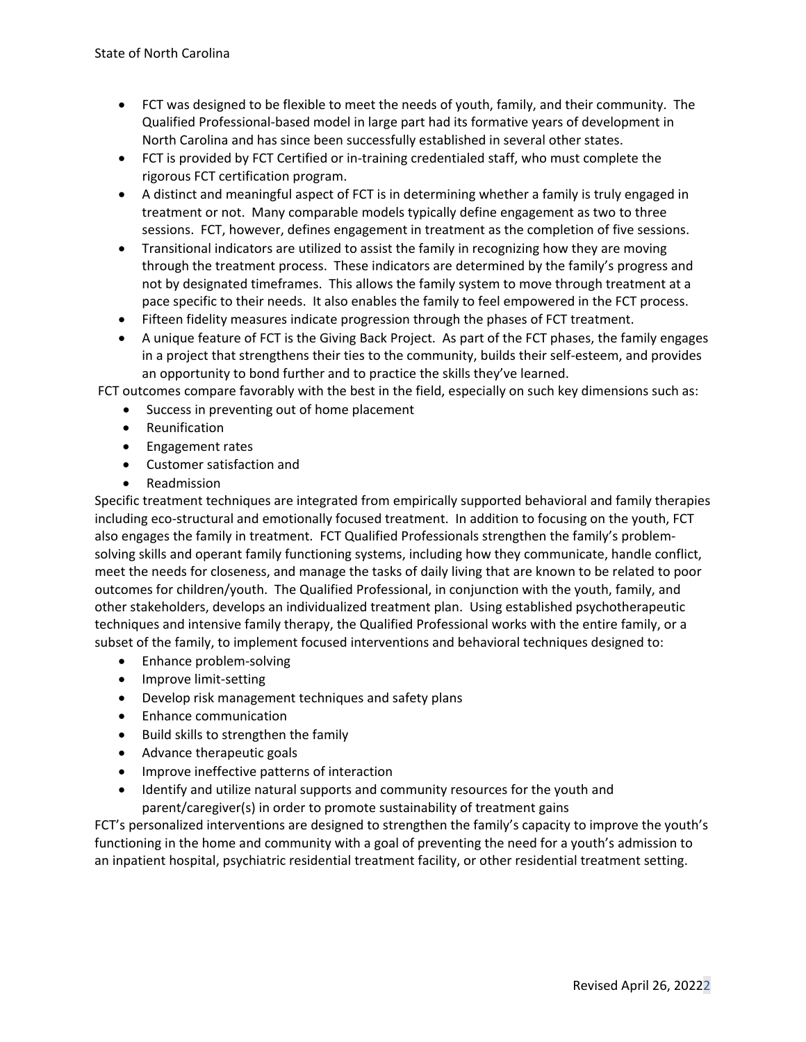- FCT was designed to be flexible to meet the needs of youth, family, and their community. The Qualified Professional-based model in large part had its formative years of development in North Carolina and has since been successfully established in several other states.
- FCT is provided by FCT Certified or in-training credentialed staff, who must complete the rigorous FCT certification program.
- A distinct and meaningful aspect of FCT is in determining whether a family is truly engaged in treatment or not. Many comparable models typically define engagement as two to three sessions. FCT, however, defines engagement in treatment as the completion of five sessions.
- Transitional indicators are utilized to assist the family in recognizing how they are moving through the treatment process. These indicators are determined by the family's progress and not by designated timeframes. This allows the family system to move through treatment at a pace specific to their needs. It also enables the family to feel empowered in the FCT process.
- Fifteen fidelity measures indicate progression through the phases of FCT treatment.
- A unique feature of FCT is the Giving Back Project. As part of the FCT phases, the family engages in a project that strengthens their ties to the community, builds their self-esteem, and provides an opportunity to bond further and to practice the skills they've learned.

FCT outcomes compare favorably with the best in the field, especially on such key dimensions such as:

- Success in preventing out of home placement
- Reunification
- Engagement rates
- Customer satisfaction and
- Readmission

Specific treatment techniques are integrated from empirically supported behavioral and family therapies including eco-structural and emotionally focused treatment. In addition to focusing on the youth, FCT also engages the family in treatment. FCT Qualified Professionals strengthen the family's problem-solving skills and operant family functioning systems, including how they communicate, handle conflict, meet the needs for closeness, and manage the tasks of daily living that are known to be related to poor outcomes for children/youth. The Qualified Professional, in conjunction with the youth, family, and other stakeholders, develops an individualized treatment plan. Using established psychotherapeutic techniques and intensive family therapy, the Qualified Professional works with the entire family, or a subset of the family, to implement focused interventions and behavioral techniques designed to:

- Enhance problem-solving
- Improve limit-setting
- Develop risk management techniques and safety plans
- Enhance communication
- Build skills to strengthen the family
- Advance therapeutic goals
- Improve ineffective patterns of interaction
- Identify and utilize natural supports and community resources for the youth and parent/caregiver(s) in order to promote sustainability of treatment gains

FCT's personalized interventions are designed to strengthen the family's capacity to improve the youth's functioning in the home and community with a goal of preventing the need for a youth's admission to an inpatient hospital, psychiatric residential treatment facility, or other residential treatment setting.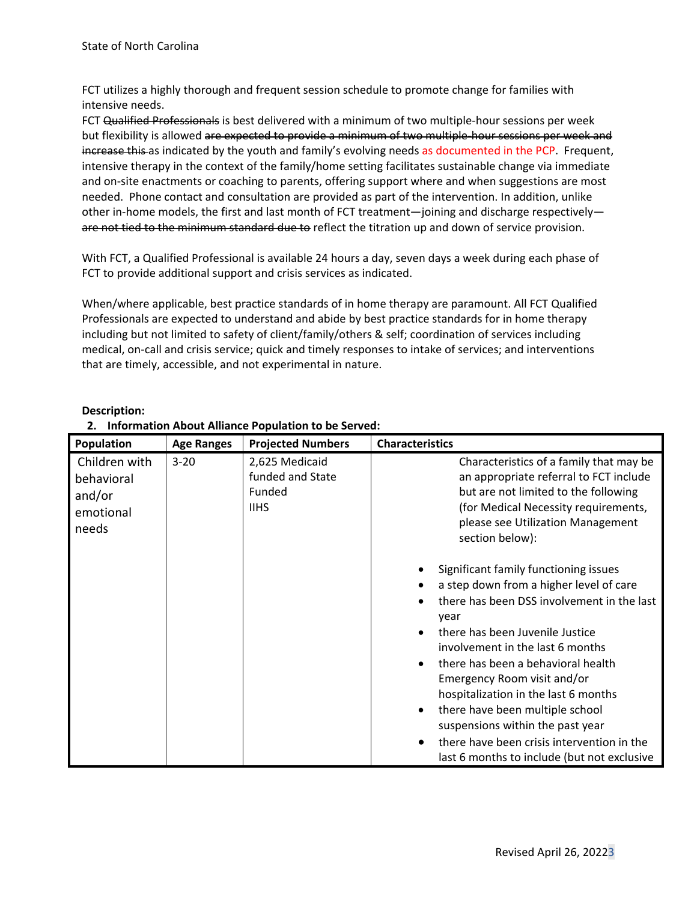FCT utilizes a highly thorough and frequent session schedule to promote change for families with intensive needs.

FCT ~~Qualified Professionals~~ is best delivered with a minimum of two multiple-hour sessions per week but flexibility is allowed ~~are expected to provide a minimum of two multiple-hour sessions per week and increase this~~ as indicated by the youth and family's evolving needs as documented in the PCP. Frequent, intensive therapy in the context of the family/home setting facilitates sustainable change via immediate and on-site enactments or coaching to parents, offering support where and when suggestions are most needed. Phone contact and consultation are provided as part of the intervention. In addition, unlike other in-home models, the first and last month of FCT treatment—joining and discharge respectively—~~are not tied to the minimum standard due to~~ reflect the titration up and down of service provision.

With FCT, a Qualified Professional is available 24 hours a day, seven days a week during each phase of FCT to provide additional support and crisis services as indicated.

When/where applicable, best practice standards of in home therapy are paramount. All FCT Qualified Professionals are expected to understand and abide by best practice standards for in home therapy including but not limited to safety of client/family/others & self; coordination of services including medical, on-call and crisis service; quick and timely responses to intake of services; and interventions that are timely, accessible, and not experimental in nature.

**Description:**

2. **Information About Alliance Population to be Served:**

| Population | Age Ranges | Projected Numbers | Characteristics |
|---|---|---|---|
| Children with behavioral and/or emotional needs | 3-20 | 2,625 Medicaid funded and State Funded IIHS | Characteristics of a family that may be an appropriate referral to FCT include but are not limited to the following (for Medical Necessity requirements, please see Utilization Management section below):<br><br>• Significant family functioning issues<br>• a step down from a higher level of care<br>• there has been DSS involvement in the last year<br>• there has been Juvenile Justice involvement in the last 6 months<br>• there has been a behavioral health Emergency Room visit and/or hospitalization in the last 6 months<br>• there have been multiple school suspensions within the past year<br>• there have been crisis intervention in the last 6 months to include (but not exclusive |

Revised April 26, 20223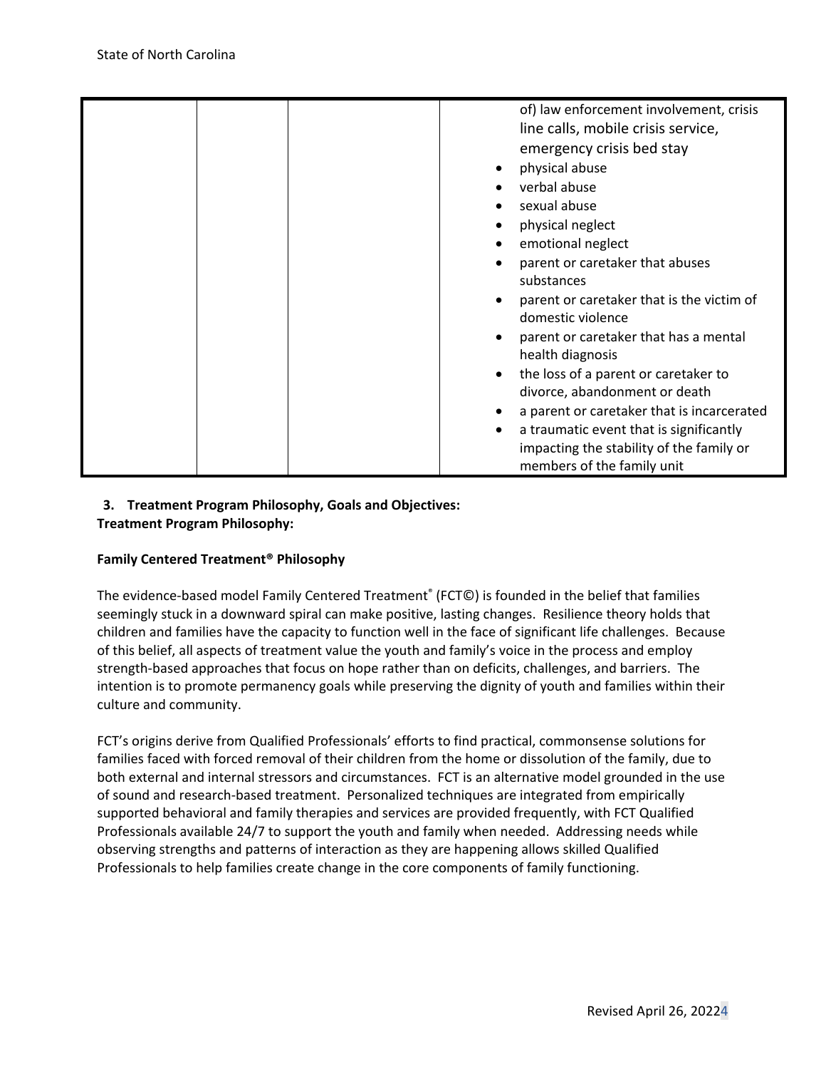| | | | of) law enforcement involvement, crisis line calls, mobile crisis service, emergency crisis bed stay<br>• physical abuse<br>• verbal abuse<br>• sexual abuse<br>• physical neglect<br>• emotional neglect<br>• parent or caretaker that abuses substances<br>• parent or caretaker that is the victim of domestic violence<br>• parent or caretaker that has a mental health diagnosis<br>• the loss of a parent or caretaker to divorce, abandonment or death<br>• a parent or caretaker that is incarcerated<br>• a traumatic event that is significantly impacting the stability of the family or members of the family unit |
|---|---|---|---|

**3. Treatment Program Philosophy, Goals and Objectives:**

**Treatment Program Philosophy:**

**Family Centered Treatment® Philosophy**

The evidence-based model Family Centered Treatment® (FCT©) is founded in the belief that families seemingly stuck in a downward spiral can make positive, lasting changes. Resilience theory holds that children and families have the capacity to function well in the face of significant life challenges. Because of this belief, all aspects of treatment value the youth and family's voice in the process and employ strength-based approaches that focus on hope rather than on deficits, challenges, and barriers. The intention is to promote permanency goals while preserving the dignity of youth and families within their culture and community.

FCT's origins derive from Qualified Professionals' efforts to find practical, commonsense solutions for families faced with forced removal of their children from the home or dissolution of the family, due to both external and internal stressors and circumstances. FCT is an alternative model grounded in the use of sound and research-based treatment. Personalized techniques are integrated from empirically supported behavioral and family therapies and services are provided frequently, with FCT Qualified Professionals available 24/7 to support the youth and family when needed. Addressing needs while observing strengths and patterns of interaction as they are happening allows skilled Qualified Professionals to help families create change in the core components of family functioning.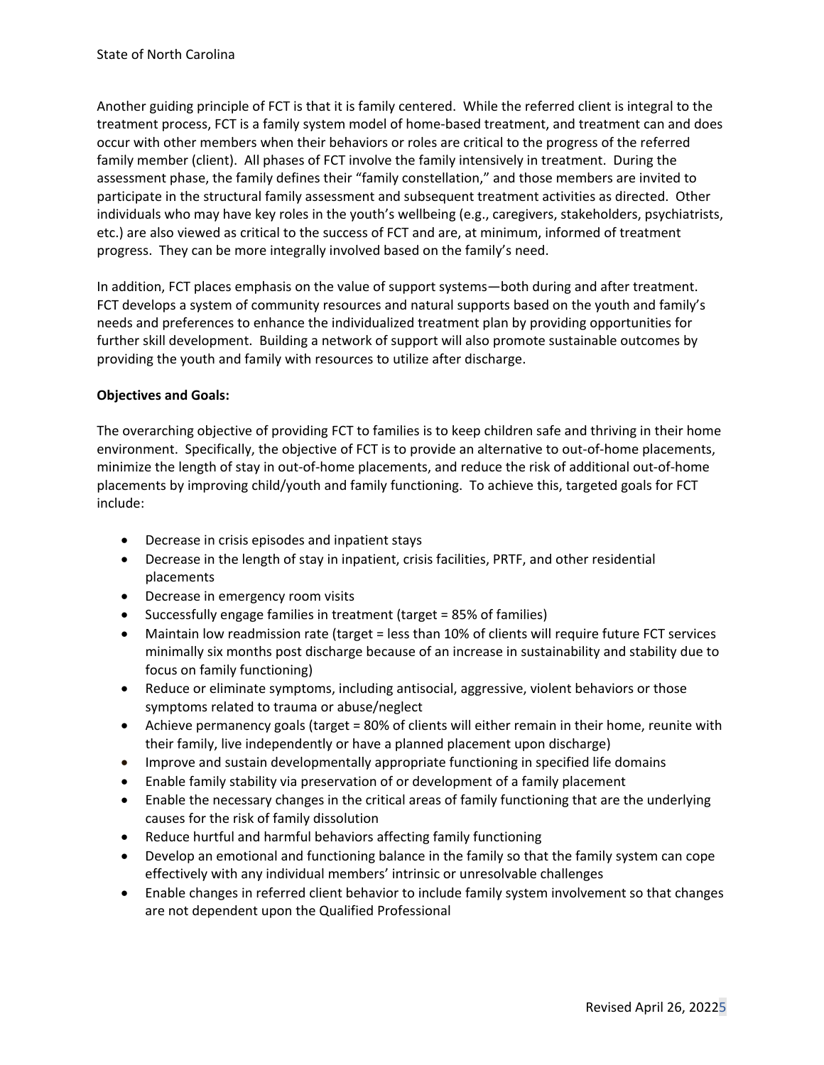Another guiding principle of FCT is that it is family centered. While the referred client is integral to the treatment process, FCT is a family system model of home-based treatment, and treatment can and does occur with other members when their behaviors or roles are critical to the progress of the referred family member (client). All phases of FCT involve the family intensively in treatment. During the assessment phase, the family defines their "family constellation," and those members are invited to participate in the structural family assessment and subsequent treatment activities as directed. Other individuals who may have key roles in the youth's wellbeing (e.g., caregivers, stakeholders, psychiatrists, etc.) are also viewed as critical to the success of FCT and are, at minimum, informed of treatment progress. They can be more integrally involved based on the family's need.

In addition, FCT places emphasis on the value of support systems—both during and after treatment. FCT develops a system of community resources and natural supports based on the youth and family's needs and preferences to enhance the individualized treatment plan by providing opportunities for further skill development. Building a network of support will also promote sustainable outcomes by providing the youth and family with resources to utilize after discharge.

**Objectives and Goals:**

The overarching objective of providing FCT to families is to keep children safe and thriving in their home environment. Specifically, the objective of FCT is to provide an alternative to out-of-home placements, minimize the length of stay in out-of-home placements, and reduce the risk of additional out-of-home placements by improving child/youth and family functioning. To achieve this, targeted goals for FCT include:

- Decrease in crisis episodes and inpatient stays
- Decrease in the length of stay in inpatient, crisis facilities, PRTF, and other residential placements
- Decrease in emergency room visits
- Successfully engage families in treatment (target = 85% of families)
- Maintain low readmission rate (target = less than 10% of clients will require future FCT services minimally six months post discharge because of an increase in sustainability and stability due to focus on family functioning)
- Reduce or eliminate symptoms, including antisocial, aggressive, violent behaviors or those symptoms related to trauma or abuse/neglect
- Achieve permanency goals (target = 80% of clients will either remain in their home, reunite with their family, live independently or have a planned placement upon discharge)
- Improve and sustain developmentally appropriate functioning in specified life domains
- Enable family stability via preservation of or development of a family placement
- Enable the necessary changes in the critical areas of family functioning that are the underlying causes for the risk of family dissolution
- Reduce hurtful and harmful behaviors affecting family functioning
- Develop an emotional and functioning balance in the family so that the family system can cope effectively with any individual members' intrinsic or unresolvable challenges
- Enable changes in referred client behavior to include family system involvement so that changes are not dependent upon the Qualified Professional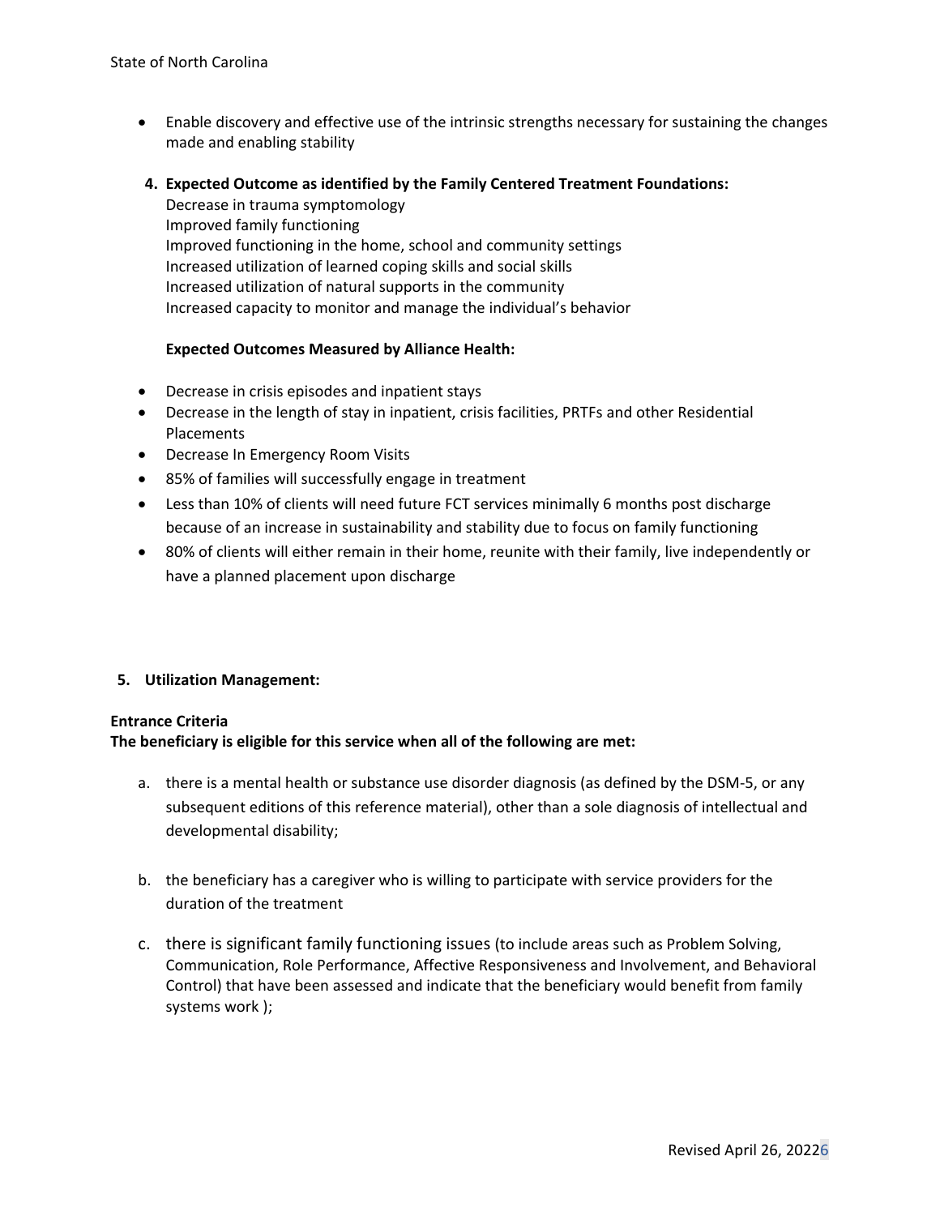- Enable discovery and effective use of the intrinsic strengths necessary for sustaining the changes made and enabling stability

4. **Expected Outcome as identified by the Family Centered Treatment Foundations:**
   Decrease in trauma symptomology
   Improved family functioning
   Improved functioning in the home, school and community settings
   Increased utilization of learned coping skills and social skills
   Increased utilization of natural supports in the community
   Increased capacity to monitor and manage the individual's behavior

   **Expected Outcomes Measured by Alliance Health:**

- Decrease in crisis episodes and inpatient stays
- Decrease in the length of stay in inpatient, crisis facilities, PRTFs and other Residential Placements
- Decrease In Emergency Room Visits
- 85% of families will successfully engage in treatment
- Less than 10% of clients will need future FCT services minimally 6 months post discharge because of an increase in sustainability and stability due to focus on family functioning
- 80% of clients will either remain in their home, reunite with their family, live independently or have a planned placement upon discharge

5. **Utilization Management:**

**Entrance Criteria**
**The beneficiary is eligible for this service when all of the following are met:**

a. there is a mental health or substance use disorder diagnosis (as defined by the DSM-5, or any subsequent editions of this reference material), other than a sole diagnosis of intellectual and developmental disability;

b. the beneficiary has a caregiver who is willing to participate with service providers for the duration of the treatment

c. there is significant family functioning issues (to include areas such as Problem Solving, Communication, Role Performance, Affective Responsiveness and Involvement, and Behavioral Control) that have been assessed and indicate that the beneficiary would benefit from family systems work );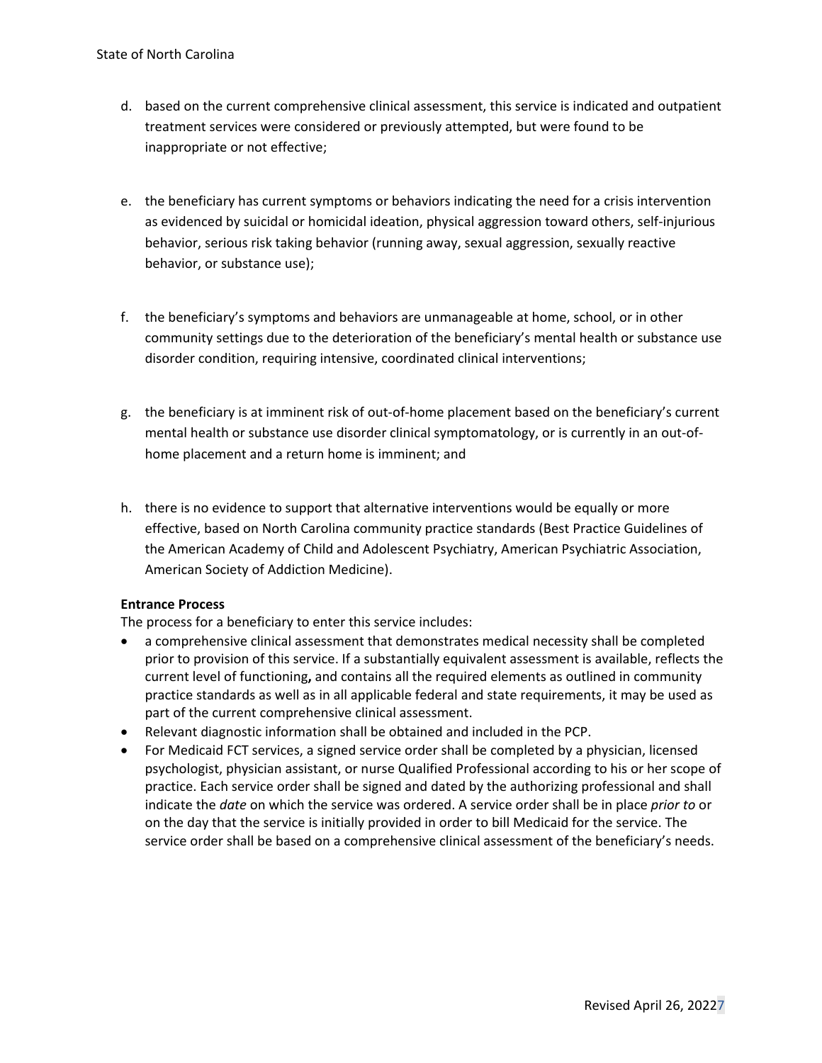d. based on the current comprehensive clinical assessment, this service is indicated and outpatient treatment services were considered or previously attempted, but were found to be inappropriate or not effective;

e. the beneficiary has current symptoms or behaviors indicating the need for a crisis intervention as evidenced by suicidal or homicidal ideation, physical aggression toward others, self-injurious behavior, serious risk taking behavior (running away, sexual aggression, sexually reactive behavior, or substance use);

f. the beneficiary's symptoms and behaviors are unmanageable at home, school, or in other community settings due to the deterioration of the beneficiary's mental health or substance use disorder condition, requiring intensive, coordinated clinical interventions;

g. the beneficiary is at imminent risk of out-of-home placement based on the beneficiary's current mental health or substance use disorder clinical symptomatology, or is currently in an out-of-home placement and a return home is imminent; and

h. there is no evidence to support that alternative interventions would be equally or more effective, based on North Carolina community practice standards (Best Practice Guidelines of the American Academy of Child and Adolescent Psychiatry, American Psychiatric Association, American Society of Addiction Medicine).

**Entrance Process**

The process for a beneficiary to enter this service includes:

- a comprehensive clinical assessment that demonstrates medical necessity shall be completed prior to provision of this service. If a substantially equivalent assessment is available, reflects the current level of functioning**,** and contains all the required elements as outlined in community practice standards as well as in all applicable federal and state requirements, it may be used as part of the current comprehensive clinical assessment.
- Relevant diagnostic information shall be obtained and included in the PCP.
- For Medicaid FCT services, a signed service order shall be completed by a physician, licensed psychologist, physician assistant, or nurse Qualified Professional according to his or her scope of practice. Each service order shall be signed and dated by the authorizing professional and shall indicate the *date* on which the service was ordered. A service order shall be in place *prior to* or on the day that the service is initially provided in order to bill Medicaid for the service. The service order shall be based on a comprehensive clinical assessment of the beneficiary's needs.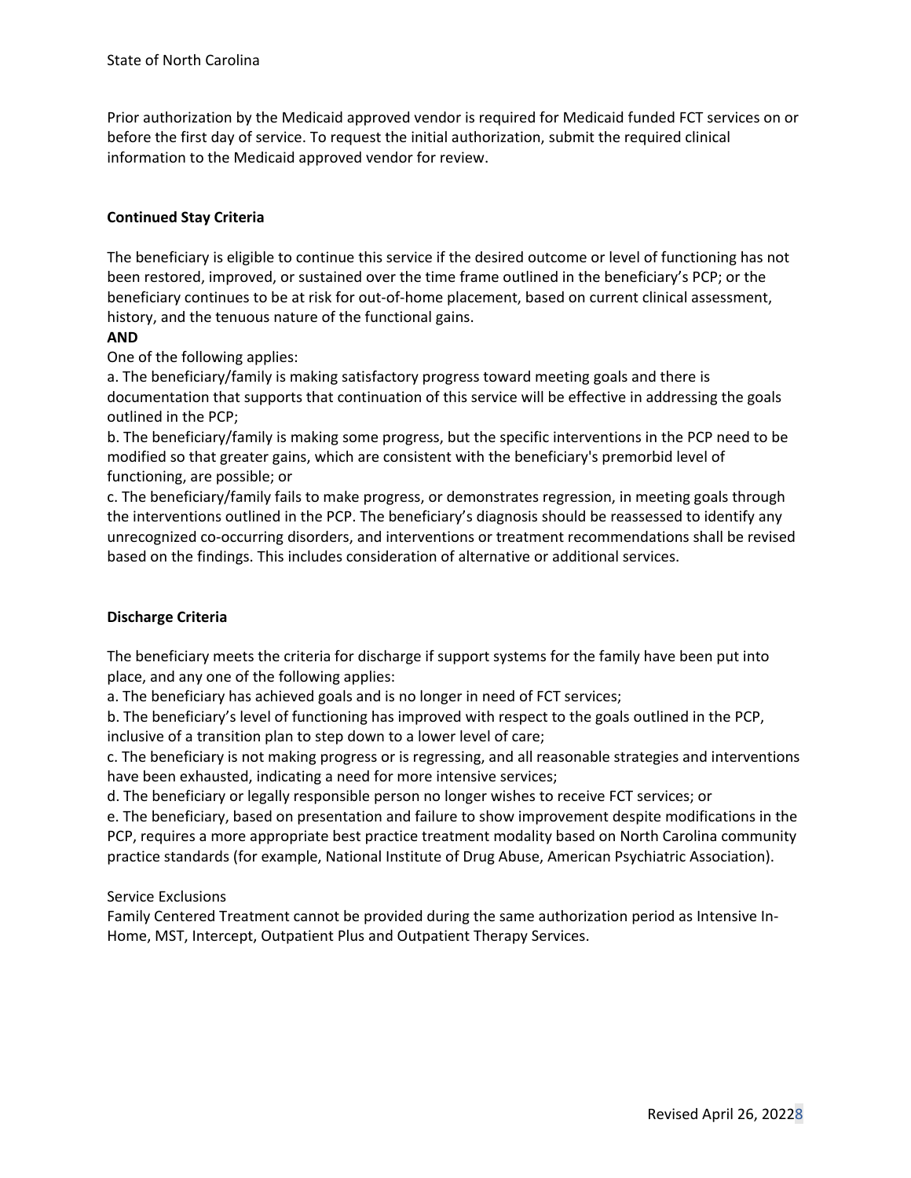Prior authorization by the Medicaid approved vendor is required for Medicaid funded FCT services on or before the first day of service. To request the initial authorization, submit the required clinical information to the Medicaid approved vendor for review.

**Continued Stay Criteria**

The beneficiary is eligible to continue this service if the desired outcome or level of functioning has not been restored, improved, or sustained over the time frame outlined in the beneficiary's PCP; or the beneficiary continues to be at risk for out-of-home placement, based on current clinical assessment, history, and the tenuous nature of the functional gains.

**AND**

One of the following applies:

a. The beneficiary/family is making satisfactory progress toward meeting goals and there is documentation that supports that continuation of this service will be effective in addressing the goals outlined in the PCP;

b. The beneficiary/family is making some progress, but the specific interventions in the PCP need to be modified so that greater gains, which are consistent with the beneficiary's premorbid level of functioning, are possible; or

c. The beneficiary/family fails to make progress, or demonstrates regression, in meeting goals through the interventions outlined in the PCP. The beneficiary's diagnosis should be reassessed to identify any unrecognized co-occurring disorders, and interventions or treatment recommendations shall be revised based on the findings. This includes consideration of alternative or additional services.

**Discharge Criteria**

The beneficiary meets the criteria for discharge if support systems for the family have been put into place, and any one of the following applies:

a. The beneficiary has achieved goals and is no longer in need of FCT services;

b. The beneficiary's level of functioning has improved with respect to the goals outlined in the PCP, inclusive of a transition plan to step down to a lower level of care;

c. The beneficiary is not making progress or is regressing, and all reasonable strategies and interventions have been exhausted, indicating a need for more intensive services;

d. The beneficiary or legally responsible person no longer wishes to receive FCT services; or

e. The beneficiary, based on presentation and failure to show improvement despite modifications in the PCP, requires a more appropriate best practice treatment modality based on North Carolina community practice standards (for example, National Institute of Drug Abuse, American Psychiatric Association).

Service Exclusions

Family Centered Treatment cannot be provided during the same authorization period as Intensive In-Home, MST, Intercept, Outpatient Plus and Outpatient Therapy Services.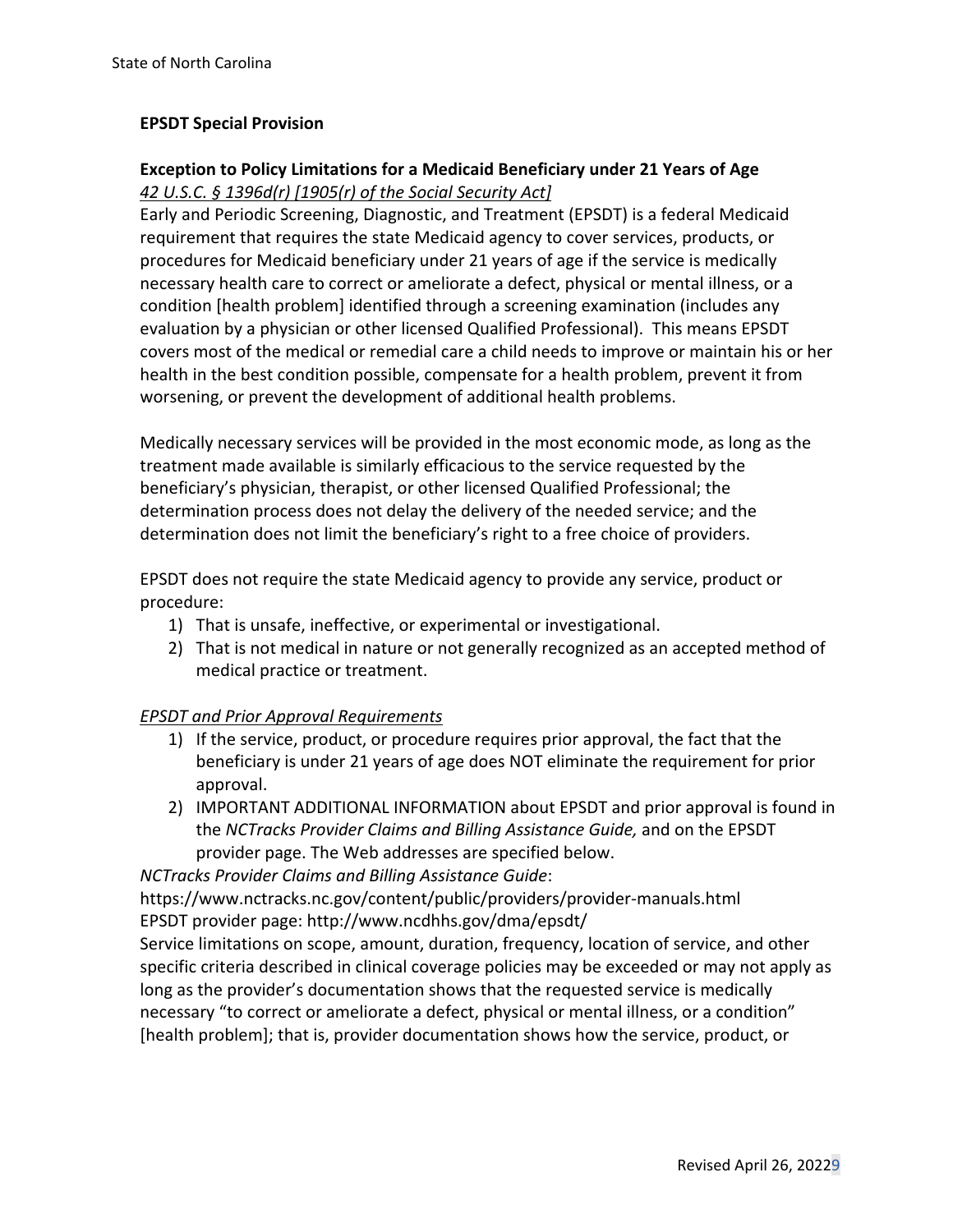**EPSDT Special Provision**

**Exception to Policy Limitations for a Medicaid Beneficiary under 21 Years of Age**
*42 U.S.C. § 1396d(r) [1905(r) of the Social Security Act]*
Early and Periodic Screening, Diagnostic, and Treatment (EPSDT) is a federal Medicaid requirement that requires the state Medicaid agency to cover services, products, or procedures for Medicaid beneficiary under 21 years of age if the service is medically necessary health care to correct or ameliorate a defect, physical or mental illness, or a condition [health problem] identified through a screening examination (includes any evaluation by a physician or other licensed Qualified Professional). This means EPSDT covers most of the medical or remedial care a child needs to improve or maintain his or her health in the best condition possible, compensate for a health problem, prevent it from worsening, or prevent the development of additional health problems.

Medically necessary services will be provided in the most economic mode, as long as the treatment made available is similarly efficacious to the service requested by the beneficiary's physician, therapist, or other licensed Qualified Professional; the determination process does not delay the delivery of the needed service; and the determination does not limit the beneficiary's right to a free choice of providers.

EPSDT does not require the state Medicaid agency to provide any service, product or procedure:

1) That is unsafe, ineffective, or experimental or investigational.
2) That is not medical in nature or not generally recognized as an accepted method of medical practice or treatment.

*EPSDT and Prior Approval Requirements*

1) If the service, product, or procedure requires prior approval, the fact that the beneficiary is under 21 years of age does NOT eliminate the requirement for prior approval.
2) IMPORTANT ADDITIONAL INFORMATION about EPSDT and prior approval is found in the *NCTracks Provider Claims and Billing Assistance Guide,* and on the EPSDT provider page. The Web addresses are specified below.

*NCTracks Provider Claims and Billing Assistance Guide*:
https://www.nctracks.nc.gov/content/public/providers/provider-manuals.html
EPSDT provider page: http://www.ncdhhs.gov/dma/epsdt/
Service limitations on scope, amount, duration, frequency, location of service, and other specific criteria described in clinical coverage policies may be exceeded or may not apply as long as the provider's documentation shows that the requested service is medically necessary "to correct or ameliorate a defect, physical or mental illness, or a condition" [health problem]; that is, provider documentation shows how the service, product, or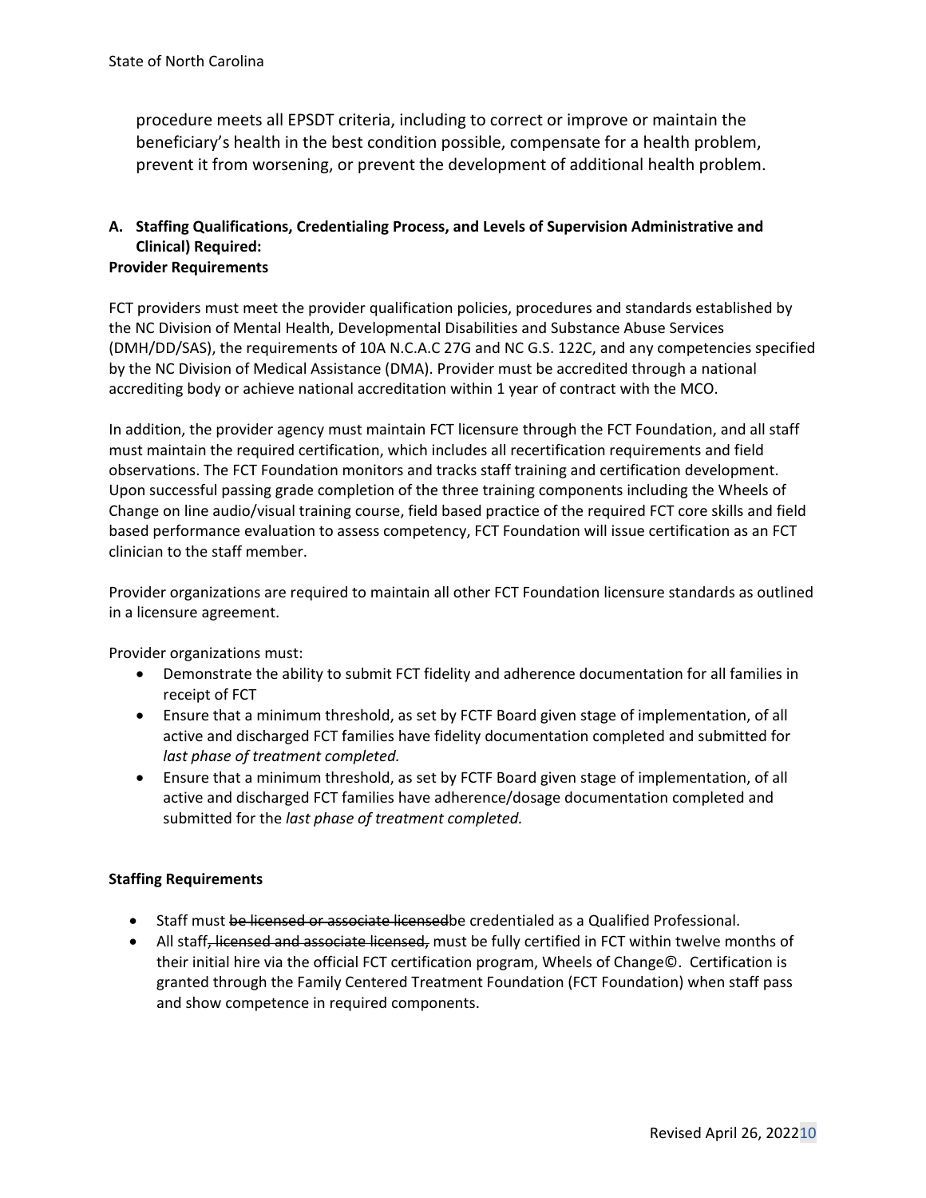procedure meets all EPSDT criteria, including to correct or improve or maintain the beneficiary's health in the best condition possible, compensate for a health problem, prevent it from worsening, or prevent the development of additional health problem.

**A. Staffing Qualifications, Credentialing Process, and Levels of Supervision Administrative and Clinical) Required:**

**Provider Requirements**

FCT providers must meet the provider qualification policies, procedures and standards established by the NC Division of Mental Health, Developmental Disabilities and Substance Abuse Services (DMH/DD/SAS), the requirements of 10A N.C.A.C 27G and NC G.S. 122C, and any competencies specified by the NC Division of Medical Assistance (DMA). Provider must be accredited through a national accrediting body or achieve national accreditation within 1 year of contract with the MCO.

In addition, the provider agency must maintain FCT licensure through the FCT Foundation, and all staff must maintain the required certification, which includes all recertification requirements and field observations. The FCT Foundation monitors and tracks staff training and certification development. Upon successful passing grade completion of the three training components including the Wheels of Change on line audio/visual training course, field based practice of the required FCT core skills and field based performance evaluation to assess competency, FCT Foundation will issue certification as an FCT clinician to the staff member.

Provider organizations are required to maintain all other FCT Foundation licensure standards as outlined in a licensure agreement.

Provider organizations must:

- Demonstrate the ability to submit FCT fidelity and adherence documentation for all families in receipt of FCT
- Ensure that a minimum threshold, as set by FCTF Board given stage of implementation, of all active and discharged FCT families have fidelity documentation completed and submitted for *last phase of treatment completed.*
- Ensure that a minimum threshold, as set by FCTF Board given stage of implementation, of all active and discharged FCT families have adherence/dosage documentation completed and submitted for the *last phase of treatment completed.*

**Staffing Requirements**

- Staff must ~~be licensed or associate licensed~~be credentialed as a Qualified Professional.
- All staff~~, licensed and associate licensed,~~ must be fully certified in FCT within twelve months of their initial hire via the official FCT certification program, Wheels of Change©. Certification is granted through the Family Centered Treatment Foundation (FCT Foundation) when staff pass and show competence in required components.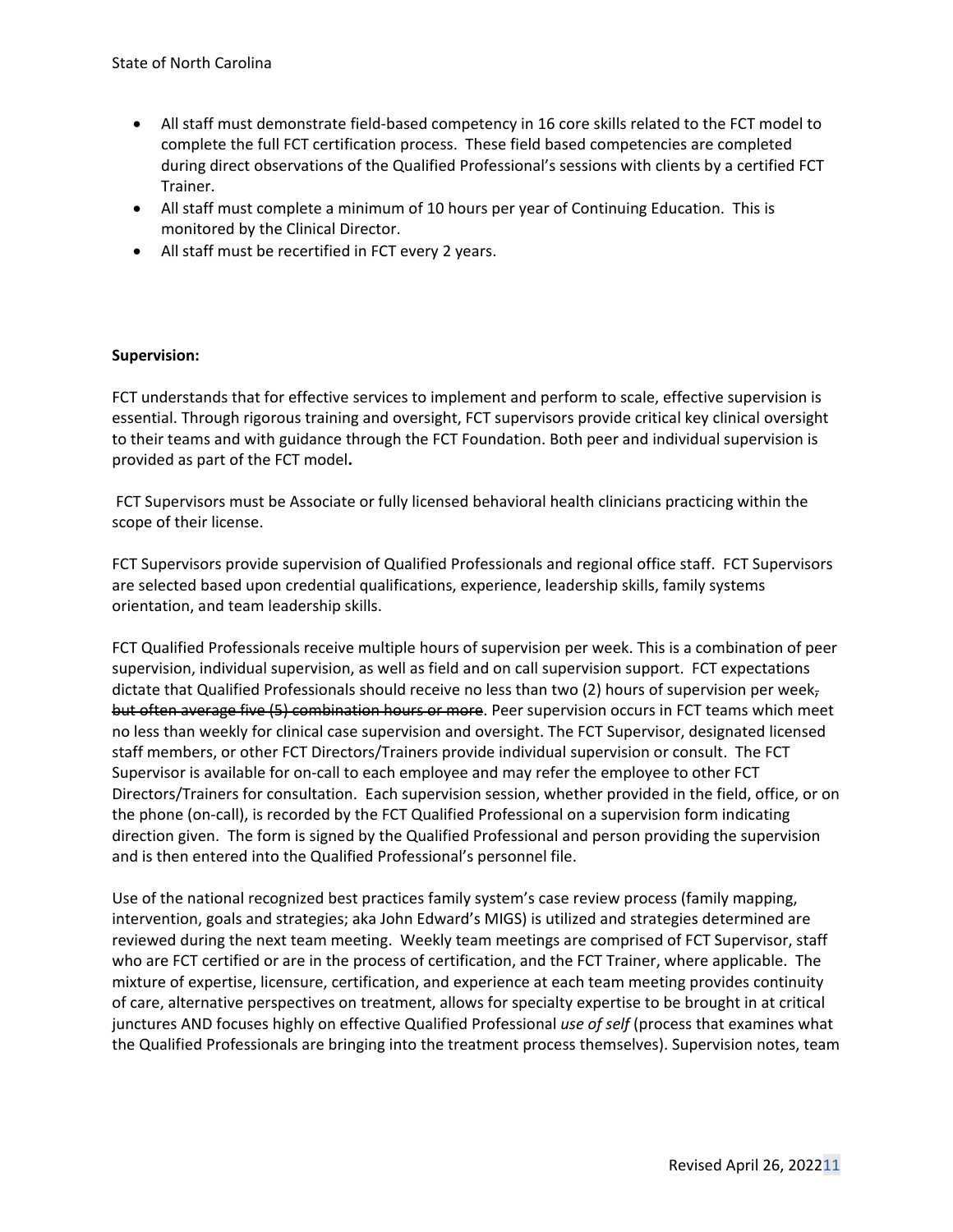- All staff must demonstrate field-based competency in 16 core skills related to the FCT model to complete the full FCT certification process. These field based competencies are completed during direct observations of the Qualified Professional's sessions with clients by a certified FCT Trainer.
- All staff must complete a minimum of 10 hours per year of Continuing Education. This is monitored by the Clinical Director.
- All staff must be recertified in FCT every 2 years.

**Supervision:**

FCT understands that for effective services to implement and perform to scale, effective supervision is essential. Through rigorous training and oversight, FCT supervisors provide critical key clinical oversight to their teams and with guidance through the FCT Foundation. Both peer and individual supervision is provided as part of the FCT model**.**

FCT Supervisors must be Associate or fully licensed behavioral health clinicians practicing within the scope of their license.

FCT Supervisors provide supervision of Qualified Professionals and regional office staff. FCT Supervisors are selected based upon credential qualifications, experience, leadership skills, family systems orientation, and team leadership skills.

FCT Qualified Professionals receive multiple hours of supervision per week. This is a combination of peer supervision, individual supervision, as well as field and on call supervision support. FCT expectations dictate that Qualified Professionals should receive no less than two (2) hours of supervision per week~~, but often average five (5) combination hours or more~~. Peer supervision occurs in FCT teams which meet no less than weekly for clinical case supervision and oversight. The FCT Supervisor, designated licensed staff members, or other FCT Directors/Trainers provide individual supervision or consult. The FCT Supervisor is available for on-call to each employee and may refer the employee to other FCT Directors/Trainers for consultation. Each supervision session, whether provided in the field, office, or on the phone (on-call), is recorded by the FCT Qualified Professional on a supervision form indicating direction given. The form is signed by the Qualified Professional and person providing the supervision and is then entered into the Qualified Professional's personnel file.

Use of the national recognized best practices family system's case review process (family mapping, intervention, goals and strategies; aka John Edward's MIGS) is utilized and strategies determined are reviewed during the next team meeting. Weekly team meetings are comprised of FCT Supervisor, staff who are FCT certified or are in the process of certification, and the FCT Trainer, where applicable. The mixture of expertise, licensure, certification, and experience at each team meeting provides continuity of care, alternative perspectives on treatment, allows for specialty expertise to be brought in at critical junctures AND focuses highly on effective Qualified Professional *use of self* (process that examines what the Qualified Professionals are bringing into the treatment process themselves). Supervision notes, team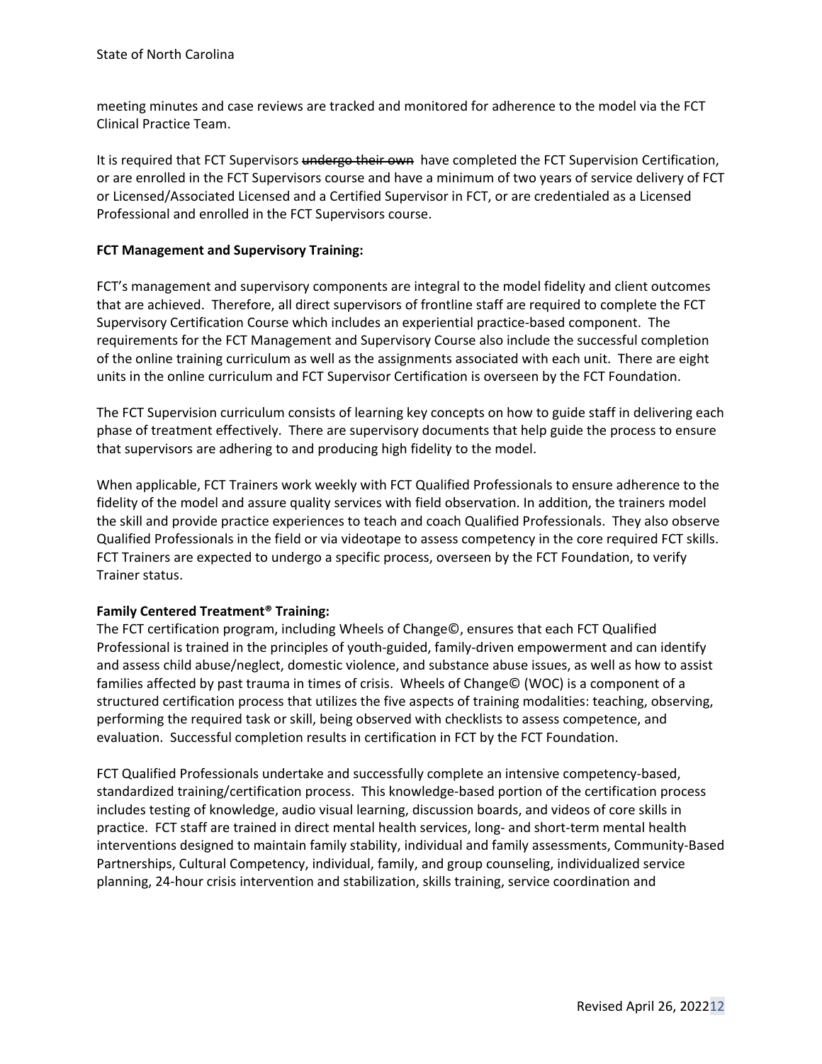meeting minutes and case reviews are tracked and monitored for adherence to the model via the FCT Clinical Practice Team.

It is required that FCT Supervisors ~~undergo their own~~ have completed the FCT Supervision Certification, or are enrolled in the FCT Supervisors course and have a minimum of two years of service delivery of FCT or Licensed/Associated Licensed and a Certified Supervisor in FCT, or are credentialed as a Licensed Professional and enrolled in the FCT Supervisors course.

**FCT Management and Supervisory Training:**

FCT's management and supervisory components are integral to the model fidelity and client outcomes that are achieved. Therefore, all direct supervisors of frontline staff are required to complete the FCT Supervisory Certification Course which includes an experiential practice-based component. The requirements for the FCT Management and Supervisory Course also include the successful completion of the online training curriculum as well as the assignments associated with each unit. There are eight units in the online curriculum and FCT Supervisor Certification is overseen by the FCT Foundation.

The FCT Supervision curriculum consists of learning key concepts on how to guide staff in delivering each phase of treatment effectively. There are supervisory documents that help guide the process to ensure that supervisors are adhering to and producing high fidelity to the model.

When applicable, FCT Trainers work weekly with FCT Qualified Professionals to ensure adherence to the fidelity of the model and assure quality services with field observation. In addition, the trainers model the skill and provide practice experiences to teach and coach Qualified Professionals. They also observe Qualified Professionals in the field or via videotape to assess competency in the core required FCT skills. FCT Trainers are expected to undergo a specific process, overseen by the FCT Foundation, to verify Trainer status.

**Family Centered Treatment® Training:**

The FCT certification program, including Wheels of Change©, ensures that each FCT Qualified Professional is trained in the principles of youth-guided, family-driven empowerment and can identify and assess child abuse/neglect, domestic violence, and substance abuse issues, as well as how to assist families affected by past trauma in times of crisis. Wheels of Change© (WOC) is a component of a structured certification process that utilizes the five aspects of training modalities: teaching, observing, performing the required task or skill, being observed with checklists to assess competence, and evaluation. Successful completion results in certification in FCT by the FCT Foundation.

FCT Qualified Professionals undertake and successfully complete an intensive competency-based, standardized training/certification process. This knowledge-based portion of the certification process includes testing of knowledge, audio visual learning, discussion boards, and videos of core skills in practice. FCT staff are trained in direct mental health services, long- and short-term mental health interventions designed to maintain family stability, individual and family assessments, Community-Based Partnerships, Cultural Competency, individual, family, and group counseling, individualized service planning, 24-hour crisis intervention and stabilization, skills training, service coordination and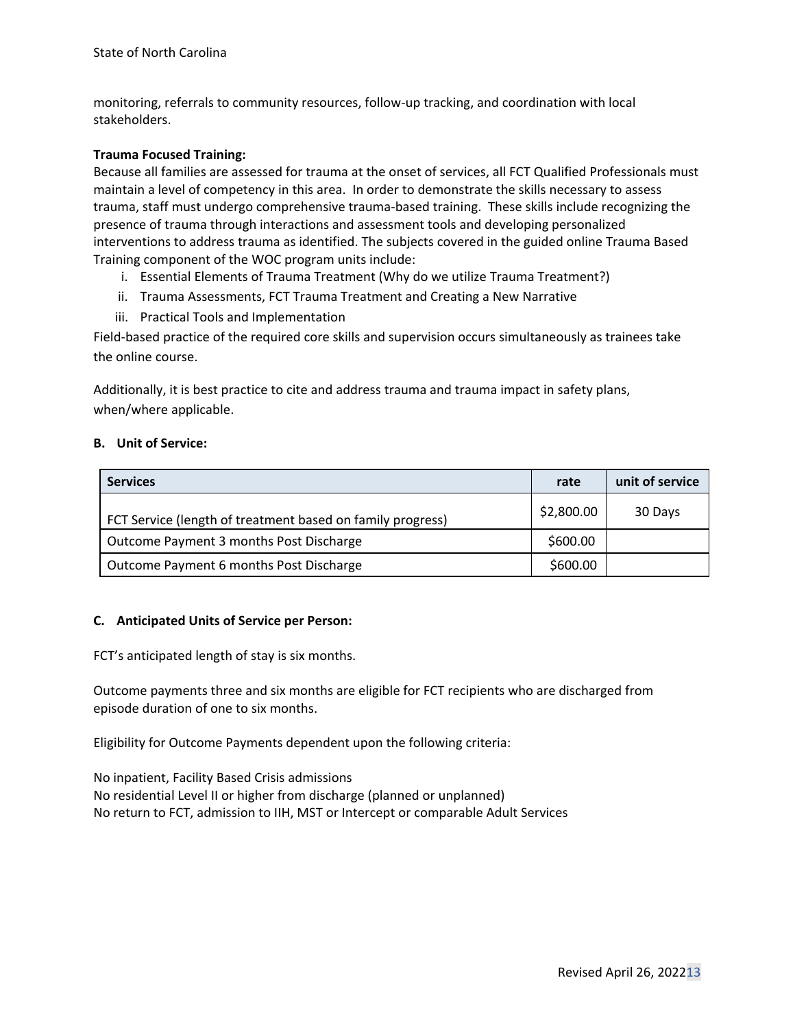monitoring, referrals to community resources, follow-up tracking, and coordination with local stakeholders.

**Trauma Focused Training:**
Because all families are assessed for trauma at the onset of services, all FCT Qualified Professionals must maintain a level of competency in this area. In order to demonstrate the skills necessary to assess trauma, staff must undergo comprehensive trauma-based training. These skills include recognizing the presence of trauma through interactions and assessment tools and developing personalized interventions to address trauma as identified. The subjects covered in the guided online Trauma Based Training component of the WOC program units include:

i. Essential Elements of Trauma Treatment (Why do we utilize Trauma Treatment?)
ii. Trauma Assessments, FCT Trauma Treatment and Creating a New Narrative
iii. Practical Tools and Implementation

Field-based practice of the required core skills and supervision occurs simultaneously as trainees take the online course.

Additionally, it is best practice to cite and address trauma and trauma impact in safety plans, when/where applicable.

**B. Unit of Service:**

| Services | rate | unit of service |
|---|---|---|
| FCT Service (length of treatment based on family progress) | $2,800.00 | 30 Days |
| Outcome Payment 3 months Post Discharge | $600.00 | |
| Outcome Payment 6 months Post Discharge | $600.00 | |

**C. Anticipated Units of Service per Person:**

FCT's anticipated length of stay is six months.

Outcome payments three and six months are eligible for FCT recipients who are discharged from episode duration of one to six months.

Eligibility for Outcome Payments dependent upon the following criteria:

No inpatient, Facility Based Crisis admissions
No residential Level II or higher from discharge (planned or unplanned)
No return to FCT, admission to IIH, MST or Intercept or comparable Adult Services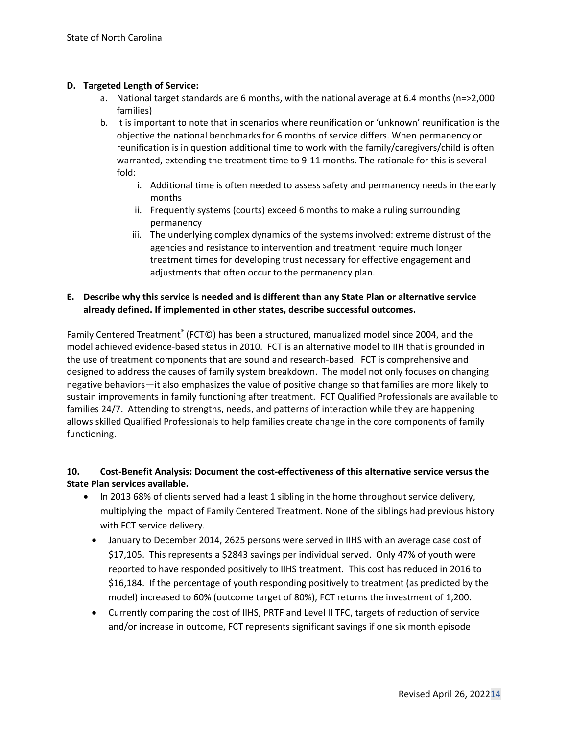**D. Targeted Length of Service:**

a. National target standards are 6 months, with the national average at 6.4 months (n=>2,000 families)

b. It is important to note that in scenarios where reunification or 'unknown' reunification is the objective the national benchmarks for 6 months of service differs. When permanency or reunification is in question additional time to work with the family/caregivers/child is often warranted, extending the treatment time to 9-11 months. The rationale for this is several fold:

   i. Additional time is often needed to assess safety and permanency needs in the early months

   ii. Frequently systems (courts) exceed 6 months to make a ruling surrounding permanency

   iii. The underlying complex dynamics of the systems involved: extreme distrust of the agencies and resistance to intervention and treatment require much longer treatment times for developing trust necessary for effective engagement and adjustments that often occur to the permanency plan.

**E. Describe why this service is needed and is different than any State Plan or alternative service already defined. If implemented in other states, describe successful outcomes.**

Family Centered Treatment® (FCT©) has been a structured, manualized model since 2004, and the model achieved evidence-based status in 2010. FCT is an alternative model to IIH that is grounded in the use of treatment components that are sound and research-based. FCT is comprehensive and designed to address the causes of family system breakdown. The model not only focuses on changing negative behaviors—it also emphasizes the value of positive change so that families are more likely to sustain improvements in family functioning after treatment. FCT Qualified Professionals are available to families 24/7. Attending to strengths, needs, and patterns of interaction while they are happening allows skilled Qualified Professionals to help families create change in the core components of family functioning.

**10. Cost-Benefit Analysis: Document the cost-effectiveness of this alternative service versus the State Plan services available.**

- In 2013 68% of clients served had a least 1 sibling in the home throughout service delivery, multiplying the impact of Family Centered Treatment. None of the siblings had previous history with FCT service delivery.
- January to December 2014, 2625 persons were served in IIHS with an average case cost of $17,105. This represents a $2843 savings per individual served. Only 47% of youth were reported to have responded positively to IIHS treatment. This cost has reduced in 2016 to $16,184. If the percentage of youth responding positively to treatment (as predicted by the model) increased to 60% (outcome target of 80%), FCT returns the investment of 1,200.
- Currently comparing the cost of IIHS, PRTF and Level II TFC, targets of reduction of service and/or increase in outcome, FCT represents significant savings if one six month episode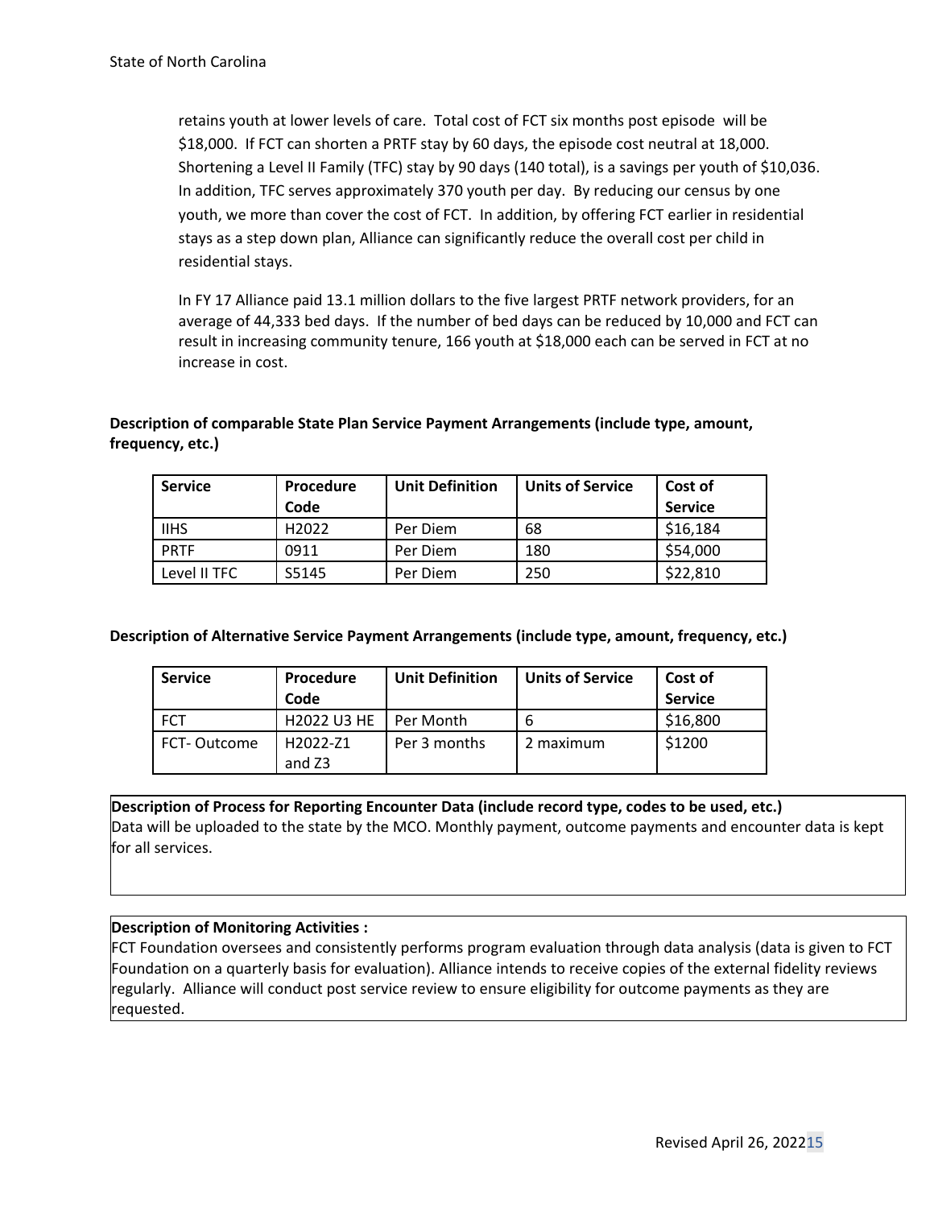retains youth at lower levels of care. Total cost of FCT six months post episode will be $18,000. If FCT can shorten a PRTF stay by 60 days, the episode cost neutral at 18,000. Shortening a Level II Family (TFC) stay by 90 days (140 total), is a savings per youth of $10,036. In addition, TFC serves approximately 370 youth per day. By reducing our census by one youth, we more than cover the cost of FCT. In addition, by offering FCT earlier in residential stays as a step down plan, Alliance can significantly reduce the overall cost per child in residential stays.

In FY 17 Alliance paid 13.1 million dollars to the five largest PRTF network providers, for an average of 44,333 bed days. If the number of bed days can be reduced by 10,000 and FCT can result in increasing community tenure, 166 youth at $18,000 each can be served in FCT at no increase in cost.

**Description of comparable State Plan Service Payment Arrangements (include type, amount, frequency, etc.)**

| Service | Procedure Code | Unit Definition | Units of Service | Cost of Service |
|---|---|---|---|---|
| IIHS | H2022 | Per Diem | 68 | $16,184 |
| PRTF | 0911 | Per Diem | 180 | $54,000 |
| Level II TFC | S5145 | Per Diem | 250 | $22,810 |

**Description of Alternative Service Payment Arrangements (include type, amount, frequency, etc.)**

| Service | Procedure Code | Unit Definition | Units of Service | Cost of Service |
|---|---|---|---|---|
| FCT | H2022 U3 HE | Per Month | 6 | $16,800 |
| FCT- Outcome | H2022-Z1 and Z3 | Per 3 months | 2 maximum | $1200 |

**Description of Process for Reporting Encounter Data (include record type, codes to be used, etc.)**

Data will be uploaded to the state by the MCO. Monthly payment, outcome payments and encounter data is kept for all services.

**Description of Monitoring Activities :**

FCT Foundation oversees and consistently performs program evaluation through data analysis (data is given to FCT Foundation on a quarterly basis for evaluation). Alliance intends to receive copies of the external fidelity reviews regularly. Alliance will conduct post service review to ensure eligibility for outcome payments as they are requested.